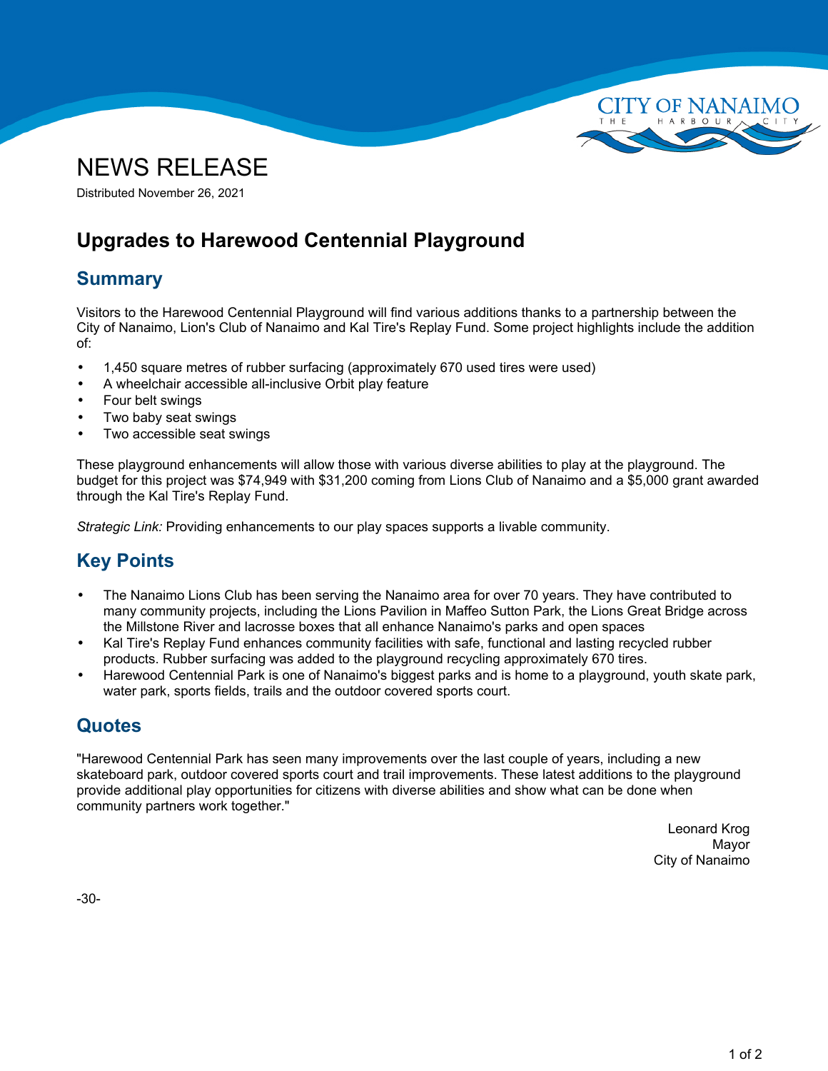# NEWS RELEASE

Distributed November 26, 2021

## Upgrades to Harewood Centennial Playground

### Summary

Visitors to the Harewood Centennial Playground will find various additions thanks to a partnership between the City of Nanaimo, Lion's Club of Nanaimo and Kal Tire's Replay Fund. Some project highlights include the addition of:

- 1,450 square metres of rubber surfacing (approximately 670 used tires were used)
- A wheelchair accessible all-inclusive Orbit play feature
- Four belt swings
- Two baby seat swings
- Two accessible seat swings

These playground enhancements will allow those with various diverse abilities to play at the playground. The budget for this project was $74,949 with $31,200 coming from Lions Club of Nanaimo and a $5,000 grant awarded through the Kal Tire's Replay Fund.

*Strategic Link:* Providing enhancements to our play spaces supports a livable community.

### Key Points

- The Nanaimo Lions Club has been serving the Nanaimo area for over 70 years. They have contributed to many community projects, including the Lions Pavilion in Maffeo Sutton Park, the Lions Great Bridge across the Millstone River and lacrosse boxes that all enhance Nanaimo's parks and open spaces
- Kal Tire's Replay Fund enhances community facilities with safe, functional and lasting recycled rubber products. Rubber surfacing was added to the playground recycling approximately 670 tires.
- Harewood Centennial Park is one of Nanaimo's biggest parks and is home to a playground, youth skate park, water park, sports fields, trails and the outdoor covered sports court.

### Quotes

"Harewood Centennial Park has seen many improvements over the last couple of years, including a new skateboard park, outdoor covered sports court and trail improvements. These latest additions to the playground provide additional play opportunities for citizens with diverse abilities and show what can be done when community partners work together."

Leonard Krog
Mayor
City of Nanaimo

-30-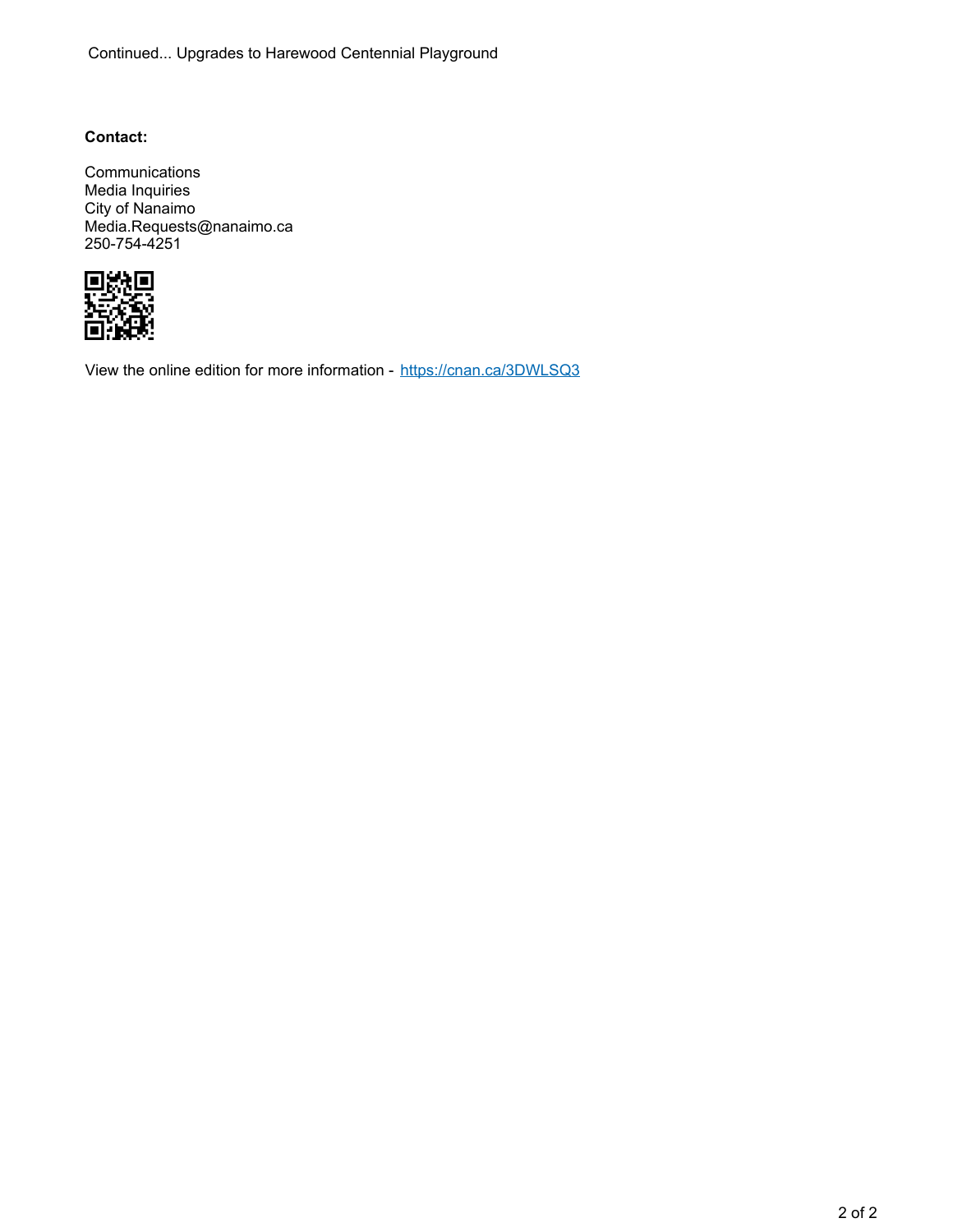Continued... Upgrades to Harewood Centennial Playground

**Contact:**

Communications
Media Inquiries
City of Nanaimo
Media.Requests@nanaimo.ca
250-754-4251

View the online edition for more information - https://cnan.ca/3DWLSQ3